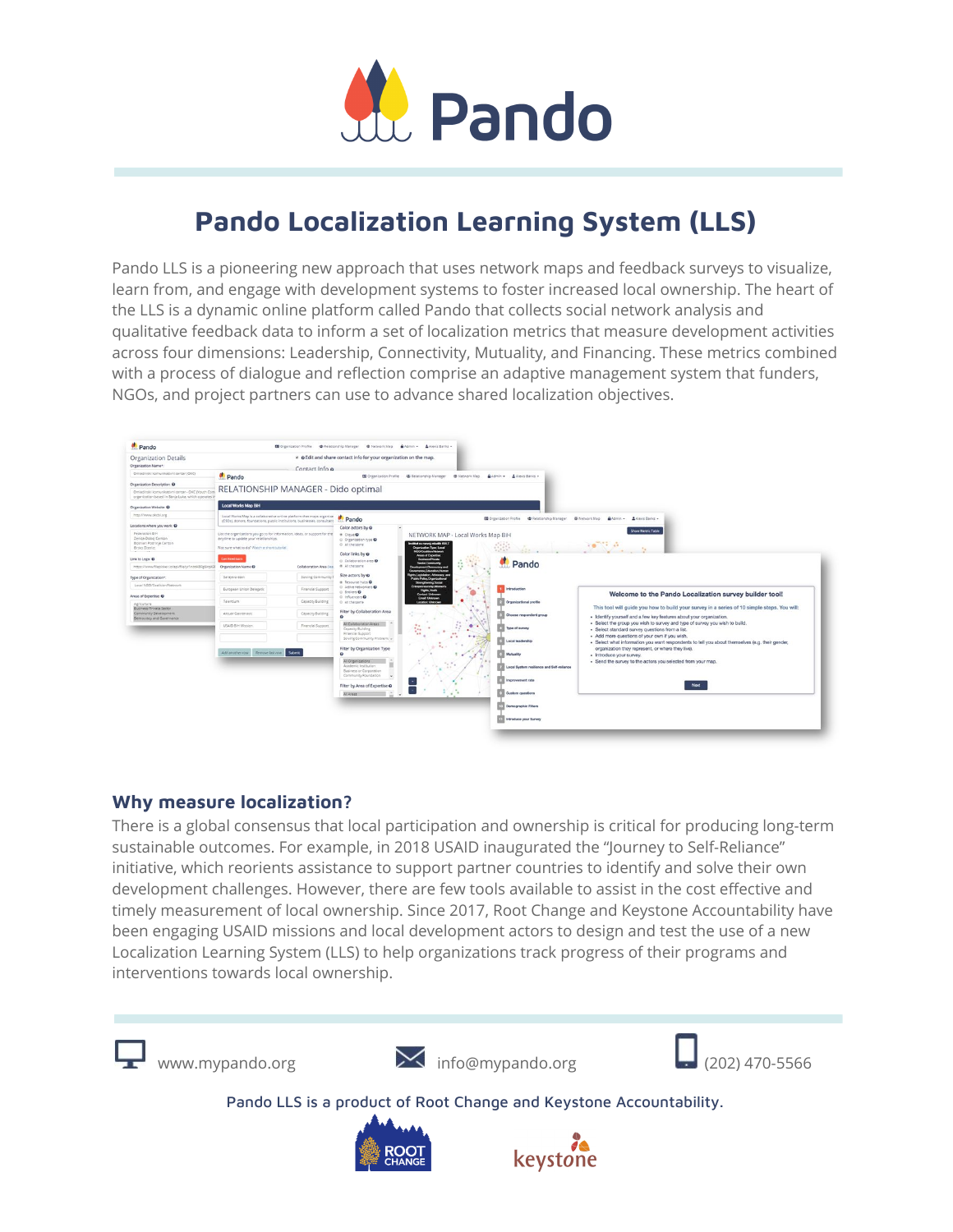# Pando

## Pando Localization Learning System (LLS)

Pando LLS is a pioneering new approach that uses network maps and feedback surveys to visualize, learn from, and engage with development systems to foster increased local ownership. The heart of the LLS is a dynamic online platform called Pando that collects social network analysis and qualitative feedback data to inform a set of localization metrics that measure development activities across four dimensions: Leadership, Connectivity, Mutuality, and Financing. These metrics combined with a process of dialogue and reflection comprise an adaptive management system that funders, NGOs, and project partners can use to advance shared localization objectives.

### Why measure localization?

There is a global consensus that local participation and ownership is critical for producing long-term sustainable outcomes. For example, in 2018 USAID inaugurated the "Journey to Self-Reliance" initiative, which reorients assistance to support partner countries to identify and solve their own development challenges. However, there are few tools available to assist in the cost effective and timely measurement of local ownership. Since 2017, Root Change and Keystone Accountability have been engaging USAID missions and local development actors to design and test the use of a new Localization Learning System (LLS) to help organizations track progress of their programs and interventions towards local ownership.

www.mypando.org | info@mypando.org | (202) 470-5566

Pando LLS is a product of Root Change and Keystone Accountability.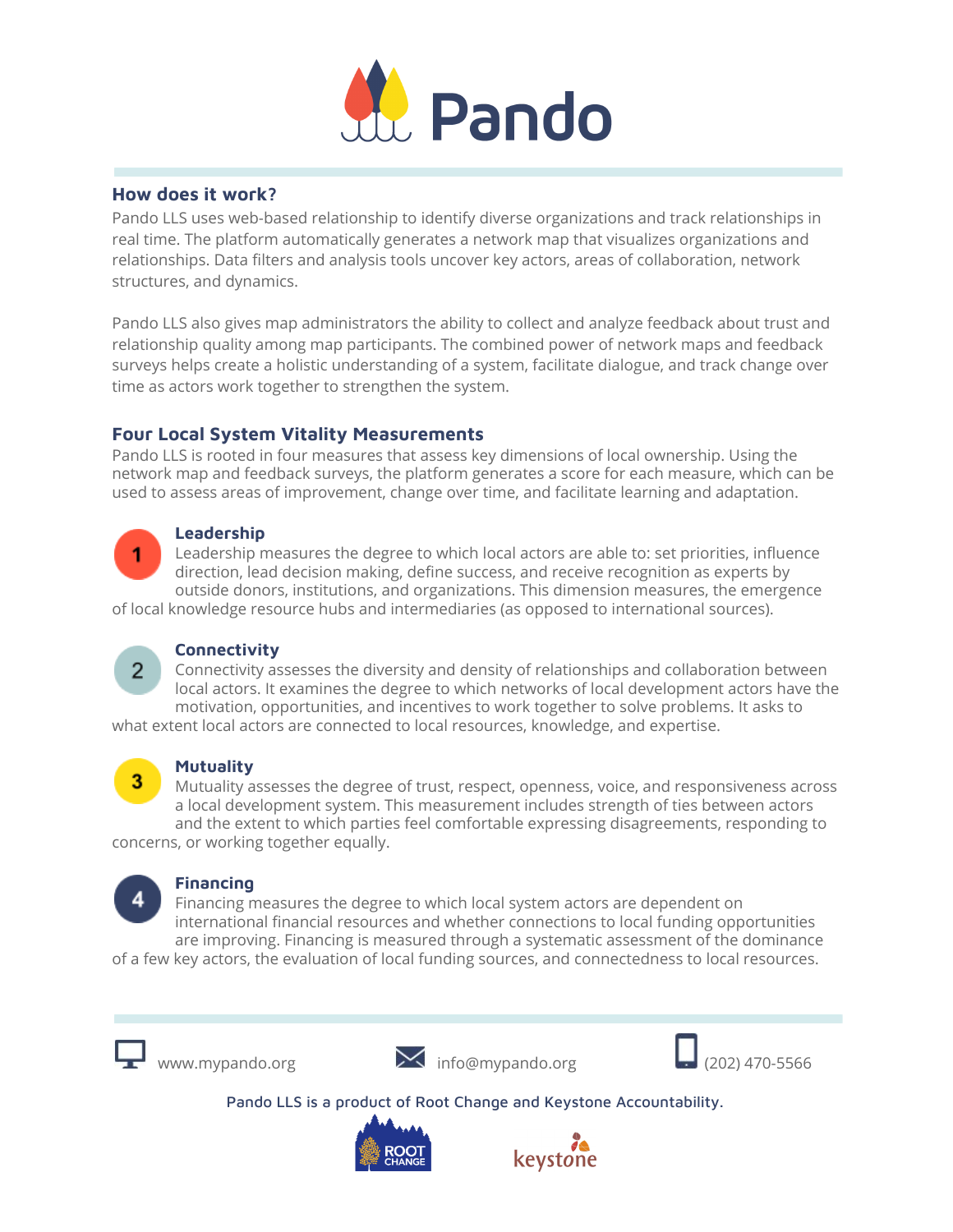# Pando

## How does it work?

Pando LLS uses web-based relationship to identify diverse organizations and track relationships in real time. The platform automatically generates a network map that visualizes organizations and relationships. Data filters and analysis tools uncover key actors, areas of collaboration, network structures, and dynamics.

Pando LLS also gives map administrators the ability to collect and analyze feedback about trust and relationship quality among map participants. The combined power of network maps and feedback surveys helps create a holistic understanding of a system, facilitate dialogue, and track change over time as actors work together to strengthen the system.

## Four Local System Vitality Measurements

Pando LLS is rooted in four measures that assess key dimensions of local ownership. Using the network map and feedback surveys, the platform generates a score for each measure, which can be used to assess areas of improvement, change over time, and facilitate learning and adaptation.

### 1 Leadership

Leadership measures the degree to which local actors are able to: set priorities, influence direction, lead decision making, define success, and receive recognition as experts by outside donors, institutions, and organizations. This dimension measures, the emergence of local knowledge resource hubs and intermediaries (as opposed to international sources).

### 2 Connectivity

Connectivity assesses the diversity and density of relationships and collaboration between local actors. It examines the degree to which networks of local development actors have the motivation, opportunities, and incentives to work together to solve problems. It asks to what extent local actors are connected to local resources, knowledge, and expertise.

### 3 Mutuality

Mutuality assesses the degree of trust, respect, openness, voice, and responsiveness across a local development system. This measurement includes strength of ties between actors and the extent to which parties feel comfortable expressing disagreements, responding to concerns, or working together equally.

### 4 Financing

Financing measures the degree to which local system actors are dependent on international financial resources and whether connections to local funding opportunities are improving. Financing is measured through a systematic assessment of the dominance of a few key actors, the evaluation of local funding sources, and connectedness to local resources.

---

www.mypando.org | info@mypando.org | (202) 470-5566

Pando LLS is a product of Root Change and Keystone Accountability.

ROOT CHANGE | keystone